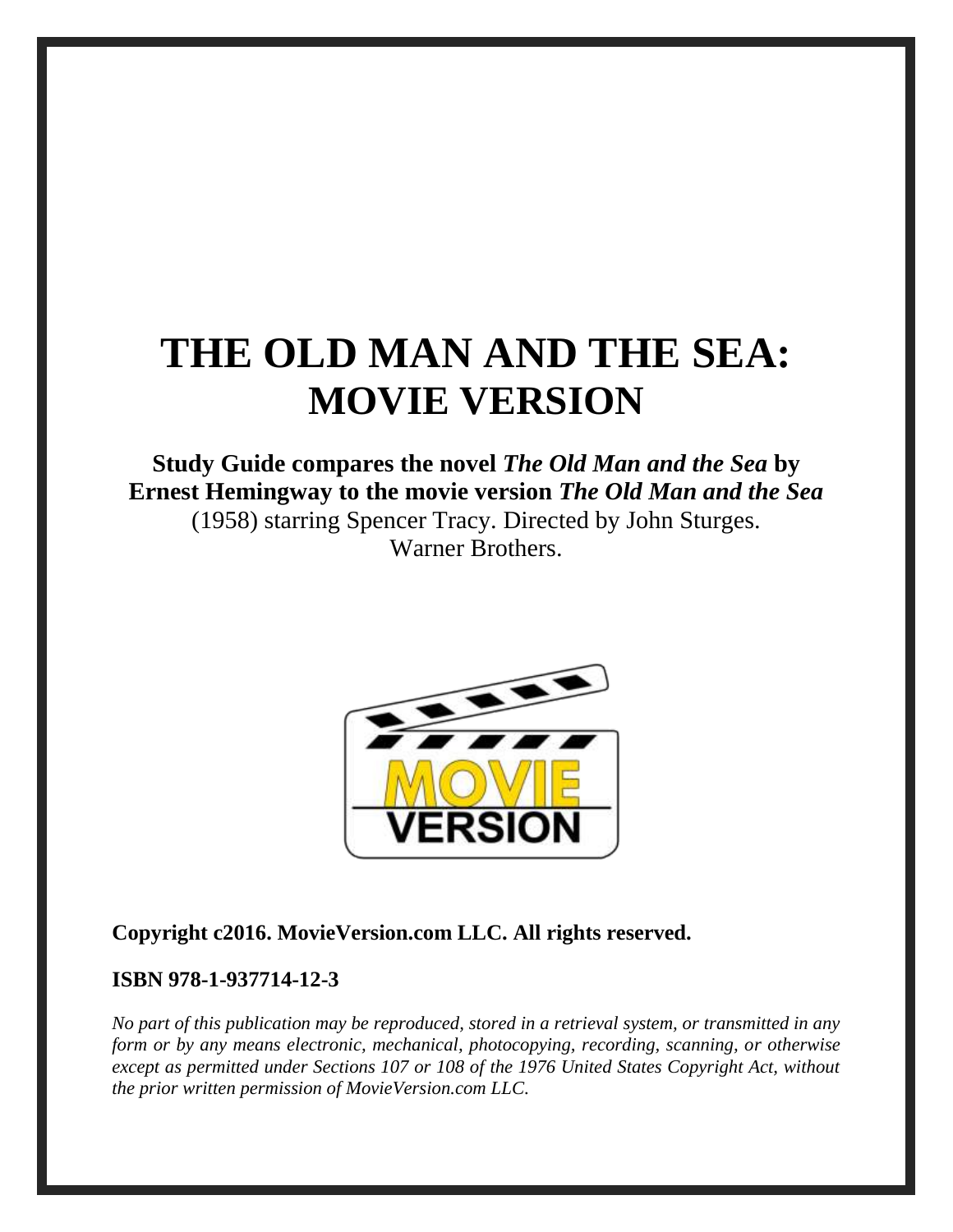# THE OLD MAN AND THE SEA: MOVIE VERSION

**Study Guide compares the novel *The Old Man and the Sea* by Ernest Hemingway to the movie version *The Old Man and the Sea*** (1958) starring Spencer Tracy. Directed by John Sturges. Warner Brothers.

**Copyright c2016. MovieVersion.com LLC. All rights reserved.**

**ISBN 978-1-937714-12-3**

*No part of this publication may be reproduced, stored in a retrieval system, or transmitted in any form or by any means electronic, mechanical, photocopying, recording, scanning, or otherwise except as permitted under Sections 107 or 108 of the 1976 United States Copyright Act, without the prior written permission of MovieVersion.com LLC.*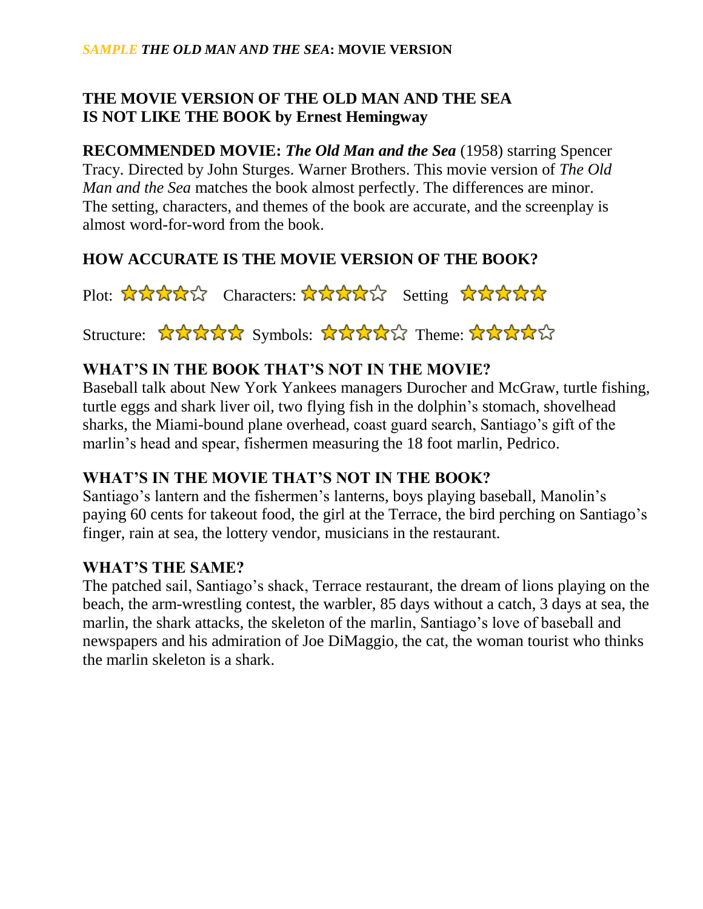## THE MOVIE VERSION OF THE OLD MAN AND THE SEA IS NOT LIKE THE BOOK by Ernest Hemingway

**RECOMMENDED MOVIE:** ***The Old Man and the Sea*** (1958) starring Spencer Tracy. Directed by John Sturges. Warner Brothers. This movie version of *The Old Man and the Sea* matches the book almost perfectly. The differences are minor. The setting, characters, and themes of the book are accurate, and the screenplay is almost word-for-word from the book.

### HOW ACCURATE IS THE MOVIE VERSION OF THE BOOK?

Plot: ★★★★☆ Characters: ★★★★☆ Setting ★★★★★

Structure: ★★★★★ Symbols: ★★★★☆ Theme: ★★★★☆

### WHAT'S IN THE BOOK THAT'S NOT IN THE MOVIE?

Baseball talk about New York Yankees managers Durocher and McGraw, turtle fishing, turtle eggs and shark liver oil, two flying fish in the dolphin's stomach, shovelhead sharks, the Miami-bound plane overhead, coast guard search, Santiago's gift of the marlin's head and spear, fishermen measuring the 18 foot marlin, Pedrico.

### WHAT'S IN THE MOVIE THAT'S NOT IN THE BOOK?

Santiago's lantern and the fishermen's lanterns, boys playing baseball, Manolin's paying 60 cents for takeout food, the girl at the Terrace, the bird perching on Santiago's finger, rain at sea, the lottery vendor, musicians in the restaurant.

### WHAT'S THE SAME?

The patched sail, Santiago's shack, Terrace restaurant, the dream of lions playing on the beach, the arm-wrestling contest, the warbler, 85 days without a catch, 3 days at sea, the marlin, the shark attacks, the skeleton of the marlin, Santiago's love of baseball and newspapers and his admiration of Joe DiMaggio, the cat, the woman tourist who thinks the marlin skeleton is a shark.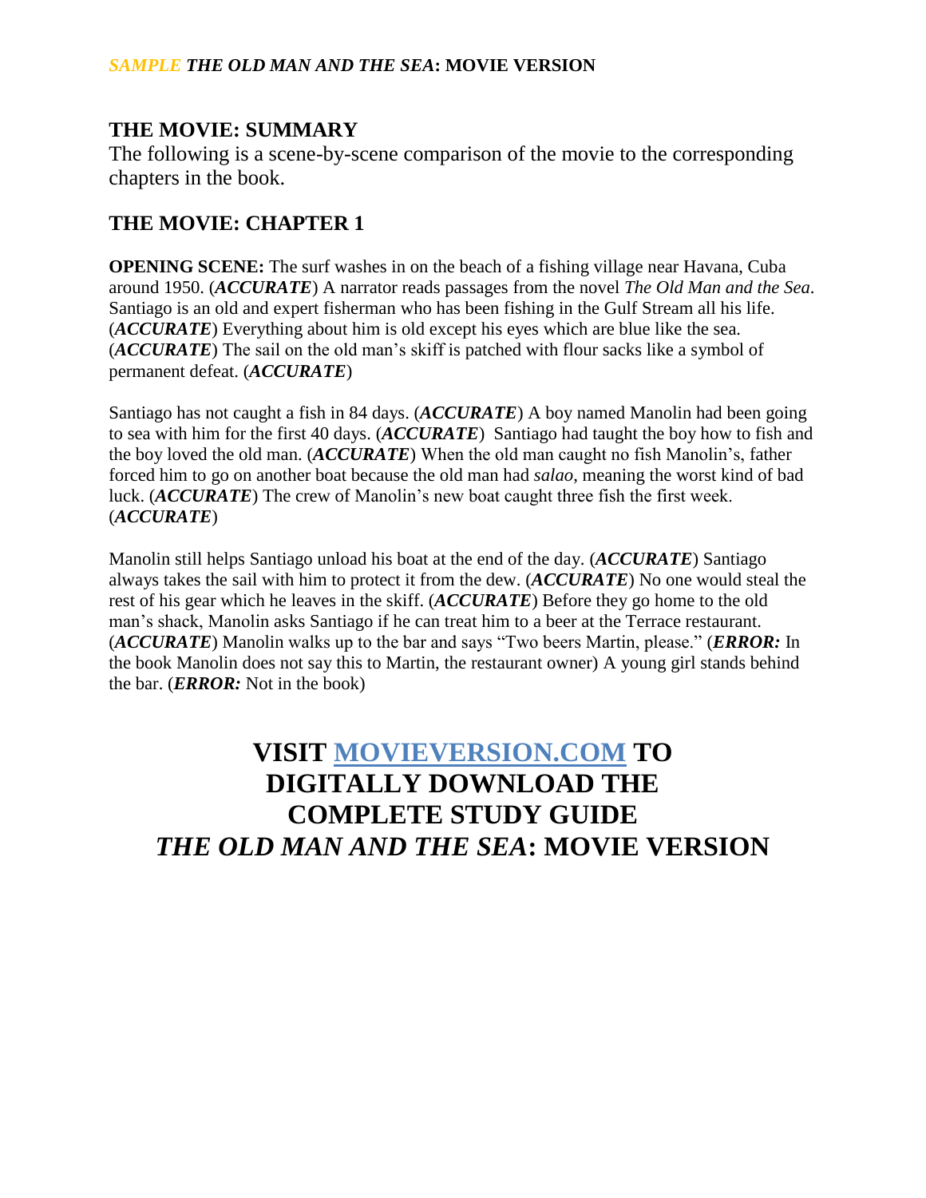*SAMPLE* ***THE OLD MAN AND THE SEA*****: MOVIE VERSION**

## THE MOVIE: SUMMARY

The following is a scene-by-scene comparison of the movie to the corresponding chapters in the book.

## THE MOVIE: CHAPTER 1

**OPENING SCENE:** The surf washes in on the beach of a fishing village near Havana, Cuba around 1950. (***ACCURATE***) A narrator reads passages from the novel *The Old Man and the Sea*. Santiago is an old and expert fisherman who has been fishing in the Gulf Stream all his life. (***ACCURATE***) Everything about him is old except his eyes which are blue like the sea. (***ACCURATE***) The sail on the old man's skiff is patched with flour sacks like a symbol of permanent defeat. (***ACCURATE***)

Santiago has not caught a fish in 84 days. (***ACCURATE***) A boy named Manolin had been going to sea with him for the first 40 days. (***ACCURATE***) Santiago had taught the boy how to fish and the boy loved the old man. (***ACCURATE***) When the old man caught no fish Manolin's, father forced him to go on another boat because the old man had *salao*, meaning the worst kind of bad luck. (***ACCURATE***) The crew of Manolin's new boat caught three fish the first week. (***ACCURATE***)

Manolin still helps Santiago unload his boat at the end of the day. (***ACCURATE***) Santiago always takes the sail with him to protect it from the dew. (***ACCURATE***) No one would steal the rest of his gear which he leaves in the skiff. (***ACCURATE***) Before they go home to the old man's shack, Manolin asks Santiago if he can treat him to a beer at the Terrace restaurant. (***ACCURATE***) Manolin walks up to the bar and says "Two beers Martin, please." (***ERROR:*** In the book Manolin does not say this to Martin, the restaurant owner) A young girl stands behind the bar. (***ERROR:*** Not in the book)

## VISIT [MOVIEVERSION.COM](MOVIEVERSION.COM) TO DIGITALLY DOWNLOAD THE COMPLETE STUDY GUIDE *THE OLD MAN AND THE SEA*: MOVIE VERSION